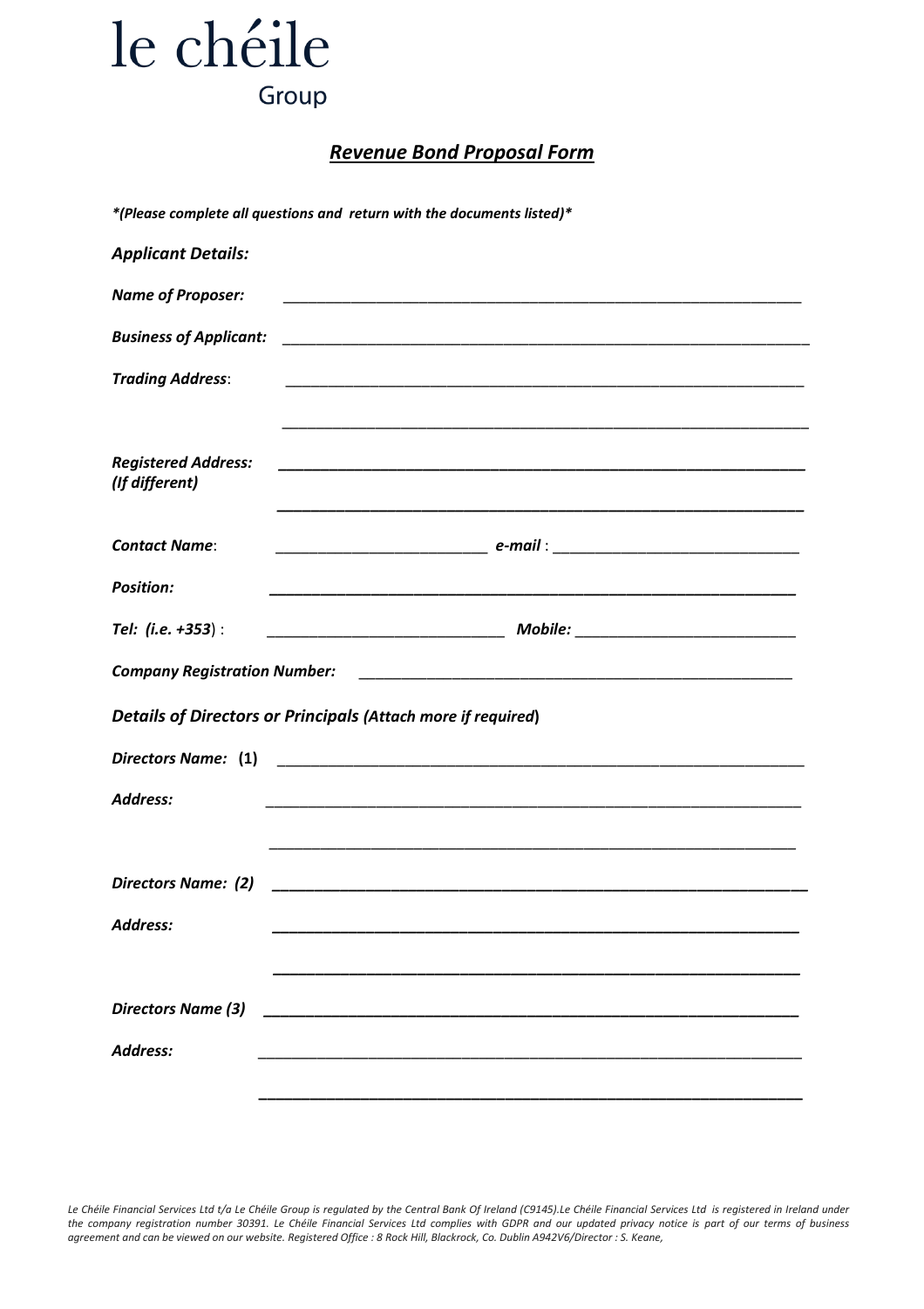# le chéile
Group

## ***Revenue Bond Proposal Form***

****(Please complete all questions and return with the documents listed)****

### ***Applicant Details:***

***Name of Proposer:*** ______________________________________________________________

***Business of Applicant:*** ______________________________________________________________

***Trading Address***: ______________________________________________________________

______________________________________________________________

***Registered Address:***
***(If different)*** ______________________________________________________________

______________________________________________________________

***Contact Name***: ________________________ ***e-mail*** : ____________________________

***Position:*** ______________________________________________________________

***Tel: (i.e. +353)*** : ___________________________ ***Mobile:*** __________________________

***Company Registration Number:*** ____________________________________________________

### ***Details of Directors or Principals (Attach more if required)***

***Directors Name: (1)*** ______________________________________________________________

***Address:*** ______________________________________________________________

______________________________________________________________

***Directors Name: (2)*** ______________________________________________________________

***Address:*** ______________________________________________________________

______________________________________________________________

***Directors Name (3)*** ______________________________________________________________

***Address:*** ______________________________________________________________

______________________________________________________________

*Le Chéile Financial Services Ltd t/a Le Chéile Group is regulated by the Central Bank Of Ireland (C9145).Le Chéile Financial Services Ltd is registered in Ireland under the company registration number 30391. Le Chéile Financial Services Ltd complies with GDPR and our updated privacy notice is part of our terms of business agreement and can be viewed on our website. Registered Office : 8 Rock Hill, Blackrock, Co. Dublin A942V6/Director : S. Keane,*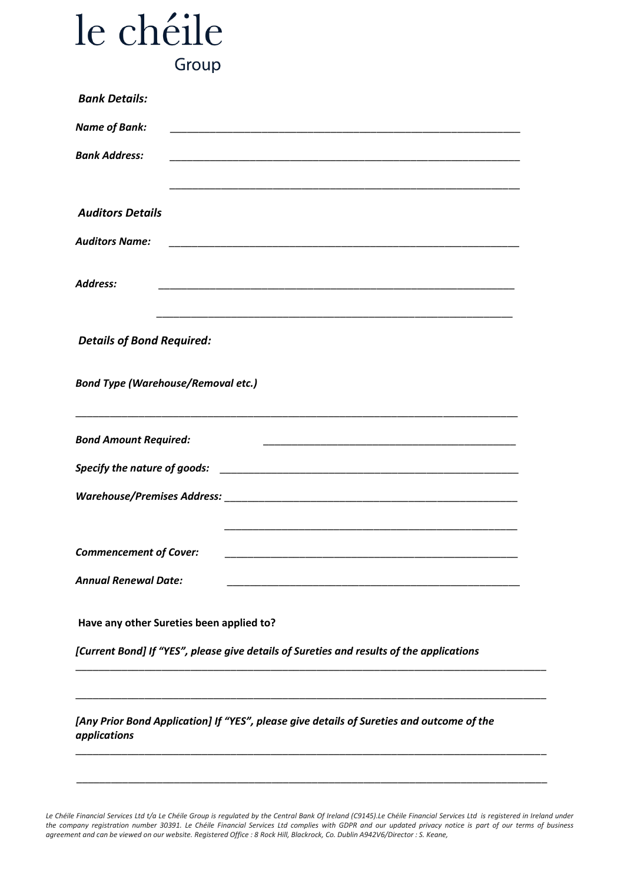**le chéile**
Group

***Bank Details:***

***Name of Bank:*** ____________________________________________________________

***Bank Address:*** ____________________________________________________________

____________________________________________________________

***Auditors Details***

***Auditors Name:*** ____________________________________________________________

***Address:*** ____________________________________________________________

____________________________________________________________

***Details of Bond Required:***

***Bond Type (Warehouse/Removal etc.)***

____________________________________________________________________________

***Bond Amount Required:*** ____________________________________________

***Specify the nature of goods:*** ______________________________________________________

***Warehouse/Premises Address:*** ______________________________________________________

______________________________________________________

***Commencement of Cover:*** ______________________________________________________

***Annual Renewal Date:*** ______________________________________________________

**Have any other Sureties been applied to?**

***[Current Bond] If "YES", please give details of Sureties and results of the applications***

________________________________________________________________________________

________________________________________________________________________________

***[Any Prior Bond Application] If "YES", please give details of Sureties and outcome of the applications***

________________________________________________________________________________

________________________________________________________________________________

*Le Chéile Financial Services Ltd t/a Le Chéile Group is regulated by the Central Bank Of Ireland (C9145).Le Chéile Financial Services Ltd is registered in Ireland under the company registration number 30391. Le Chéile Financial Services Ltd complies with GDPR and our updated privacy notice is part of our terms of business agreement and can be viewed on our website. Registered Office : 8 Rock Hill, Blackrock, Co. Dublin A942V6/Director : S. Keane,*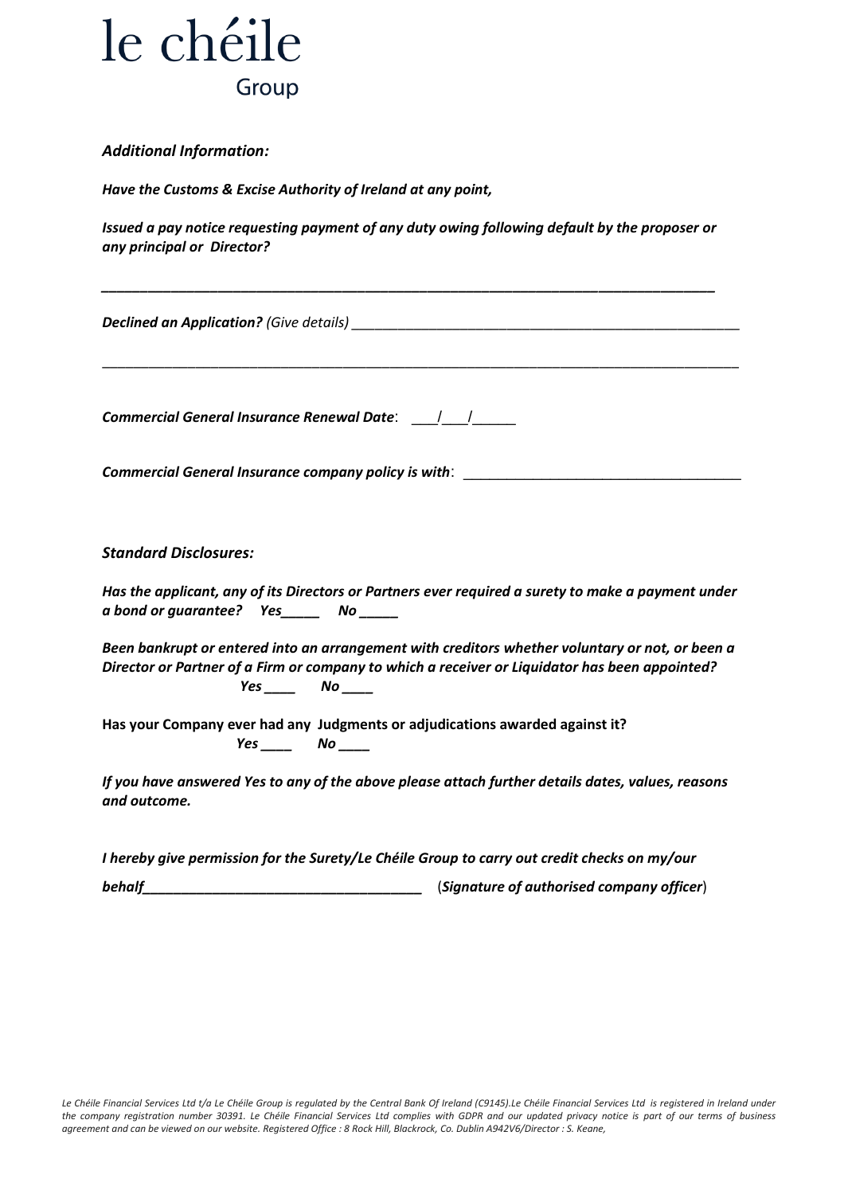# le chéile
Group

***Additional Information:***

***Have the Customs & Excise Authority of Ireland at any point,***

***Issued a pay notice requesting payment of any duty owing following default by the proposer or any principal or Director?***

______________________________________________________________________________

***Declined an Application?*** *(Give details)* ___________________________________________________

______________________________________________________________________________

***Commercial General Insurance Renewal Date***: ___/___/______

***Commercial General Insurance company policy is with***: ___________________________________

***Standard Disclosures:***

***Has the applicant, any of its Directors or Partners ever required a surety to make a payment under a bond or guarantee? Yes_____ No _____***

***Been bankrupt or entered into an arrangement with creditors whether voluntary or not, or been a Director or Partner of a Firm or company to which a receiver or Liquidator has been appointed?***
***Yes ____ No ____***

**Has your Company ever had any Judgments or adjudications awarded against it?**
***Yes ____ No ____***

***If you have answered Yes to any of the above please attach further details dates, values, reasons and outcome.***

***I hereby give permission for the Surety/Le Chéile Group to carry out credit checks on my/our behalf___________________________________*** (***Signature of authorised company officer***)

*Le Chéile Financial Services Ltd t/a Le Chéile Group is regulated by the Central Bank Of Ireland (C9145).Le Chéile Financial Services Ltd is registered in Ireland under the company registration number 30391. Le Chéile Financial Services Ltd complies with GDPR and our updated privacy notice is part of our terms of business agreement and can be viewed on our website. Registered Office : 8 Rock Hill, Blackrock, Co. Dublin A942V6/Director : S. Keane,*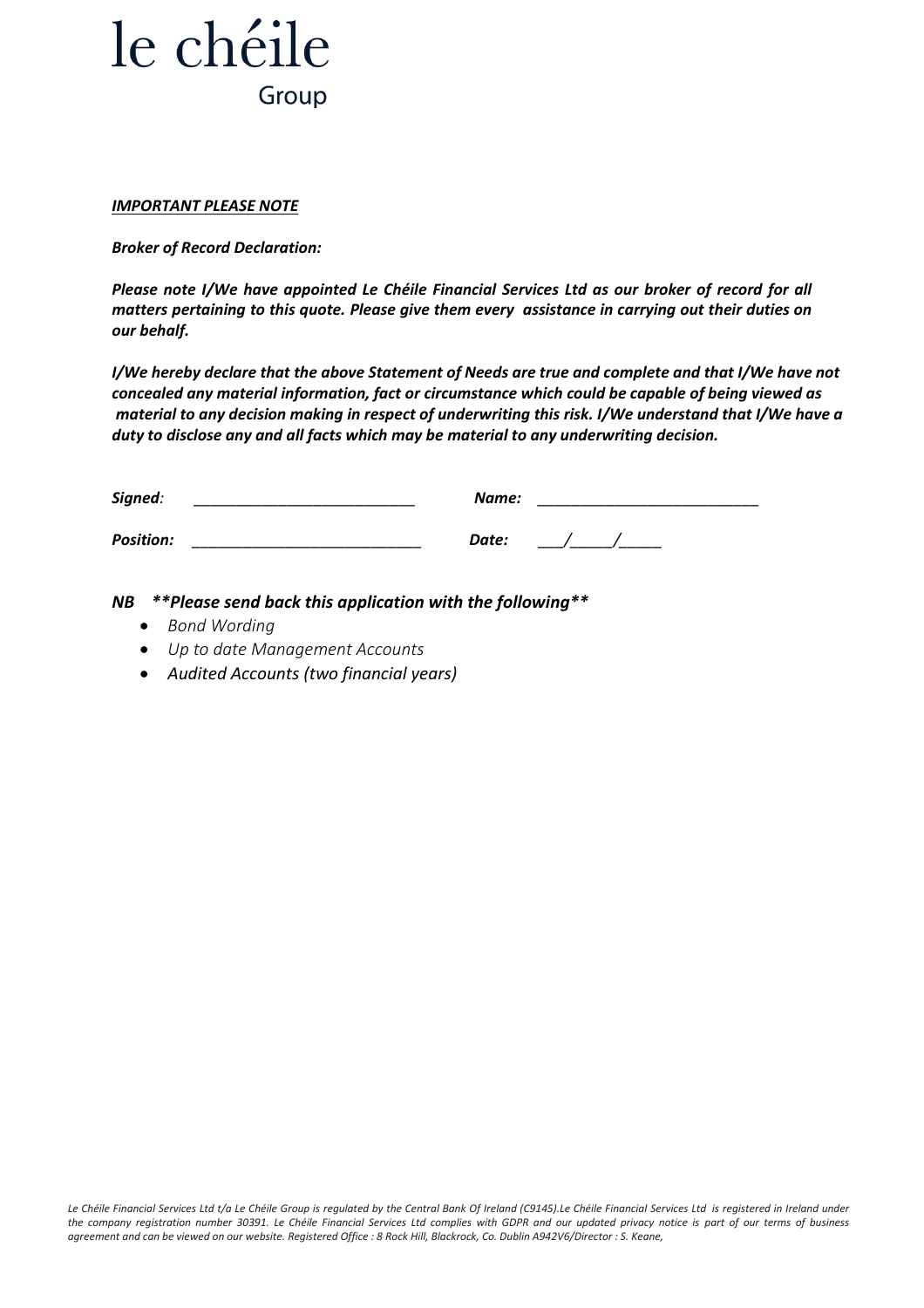le chéile
Group

***IMPORTANT PLEASE NOTE***

***Broker of Record Declaration:***

***Please note I/We have appointed Le Chéile Financial Services Ltd as our broker of record for all matters pertaining to this quote. Please give them every assistance in carrying out their duties on our behalf.***

***I/We hereby declare that the above Statement of Needs are true and complete and that I/We have not concealed any material information, fact or circumstance which could be capable of being viewed as material to any decision making in respect of underwriting this risk. I/We understand that I/We have a duty to disclose any and all facts which may be material to any underwriting decision.***

***Signed**: ___________________________ **Name:** ___________________________*

***Position:** ___________________________ **Date:** ___/_____/_____*

***NB \*\*Please send back this application with the following\*\****

- *Bond Wording*
- *Up to date Management Accounts*
- *Audited Accounts (two financial years)*

*Le Chéile Financial Services Ltd t/a Le Chéile Group is regulated by the Central Bank Of Ireland (C9145).Le Chéile Financial Services Ltd is registered in Ireland under the company registration number 30391. Le Chéile Financial Services Ltd complies with GDPR and our updated privacy notice is part of our terms of business agreement and can be viewed on our website. Registered Office : 8 Rock Hill, Blackrock, Co. Dublin A942V6/Director : S. Keane,*